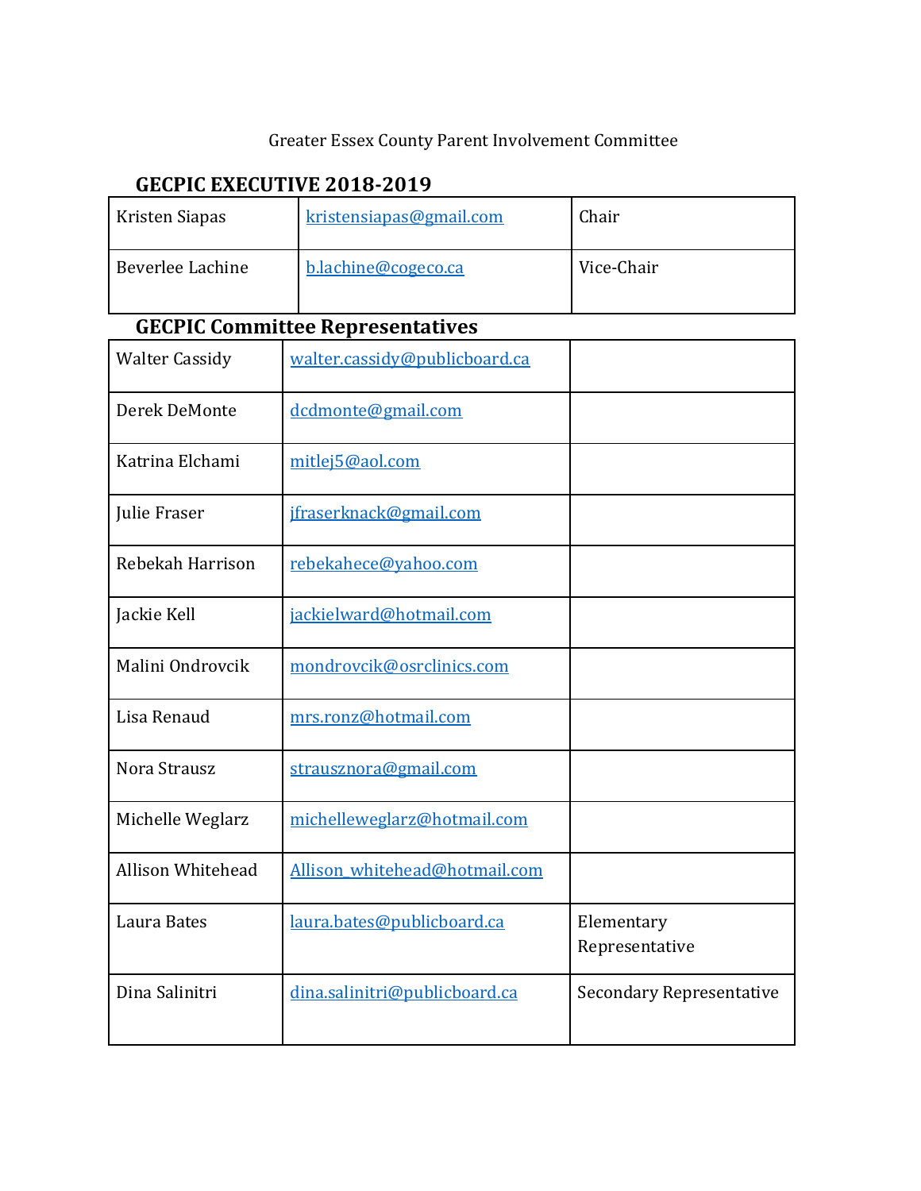Greater Essex County Parent Involvement Committee

## GECPIC EXECUTIVE 2018-2019

| | | |
|---|---|---|
| Kristen Siapas | kristensiapas@gmail.com | Chair |
| Beverlee Lachine | b.lachine@cogeco.ca | Vice-Chair |

## GECPIC Committee Representatives

| | | |
|---|---|---|
| Walter Cassidy | walter.cassidy@publicboard.ca | |
| Derek DeMonte | dcdmonte@gmail.com | |
| Katrina Elchami | mitlej5@aol.com | |
| Julie Fraser | jfraserknack@gmail.com | |
| Rebekah Harrison | rebekahece@yahoo.com | |
| Jackie Kell | jackielward@hotmail.com | |
| Malini Ondrovcik | mondrovcik@osrclinics.com | |
| Lisa Renaud | mrs.ronz@hotmail.com | |
| Nora Strausz | strausznora@gmail.com | |
| Michelle Weglarz | michelleweglarz@hotmail.com | |
| Allison Whitehead | Allison_whitehead@hotmail.com | |
| Laura Bates | laura.bates@publicboard.ca | Elementary Representative |
| Dina Salinitri | dina.salinitri@publicboard.ca | Secondary Representative |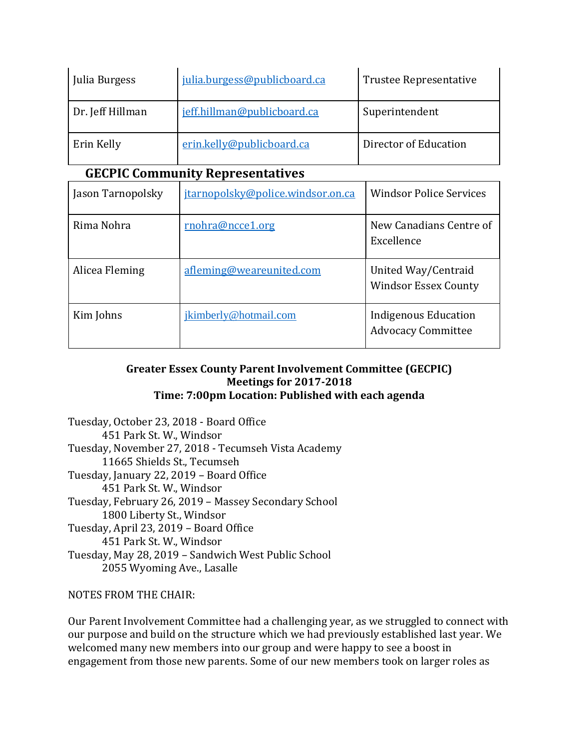| Julia Burgess | julia.burgess@publicboard.ca | Trustee Representative |
| --- | --- | --- |
| Dr. Jeff Hillman | jeff.hillman@publicboard.ca | Superintendent |
| Erin Kelly | erin.kelly@publicboard.ca | Director of Education |

## GECPIC Community Representatives

| Jason Tarnopolsky | jtarnopolsky@police.windsor.on.ca | Windsor Police Services |
| --- | --- | --- |
| Rima Nohra | rnohra@ncce1.org | New Canadians Centre of Excellence |
| Alicea Fleming | afleming@weareunited.com | United Way/Centraid Windsor Essex County |
| Kim Johns | jkimberly@hotmail.com | Indigenous Education Advocacy Committee |

**Greater Essex County Parent Involvement Committee (GECPIC)**
**Meetings for 2017-2018**
**Time: 7:00pm Location: Published with each agenda**

Tuesday, October 23, 2018 - Board Office
451 Park St. W., Windsor
Tuesday, November 27, 2018 - Tecumseh Vista Academy
11665 Shields St., Tecumseh
Tuesday, January 22, 2019 – Board Office
451 Park St. W., Windsor
Tuesday, February 26, 2019 – Massey Secondary School
1800 Liberty St., Windsor
Tuesday, April 23, 2019 – Board Office
451 Park St. W., Windsor
Tuesday, May 28, 2019 – Sandwich West Public School
2055 Wyoming Ave., Lasalle

NOTES FROM THE CHAIR:

Our Parent Involvement Committee had a challenging year, as we struggled to connect with our purpose and build on the structure which we had previously established last year. We welcomed many new members into our group and were happy to see a boost in engagement from those new parents. Some of our new members took on larger roles as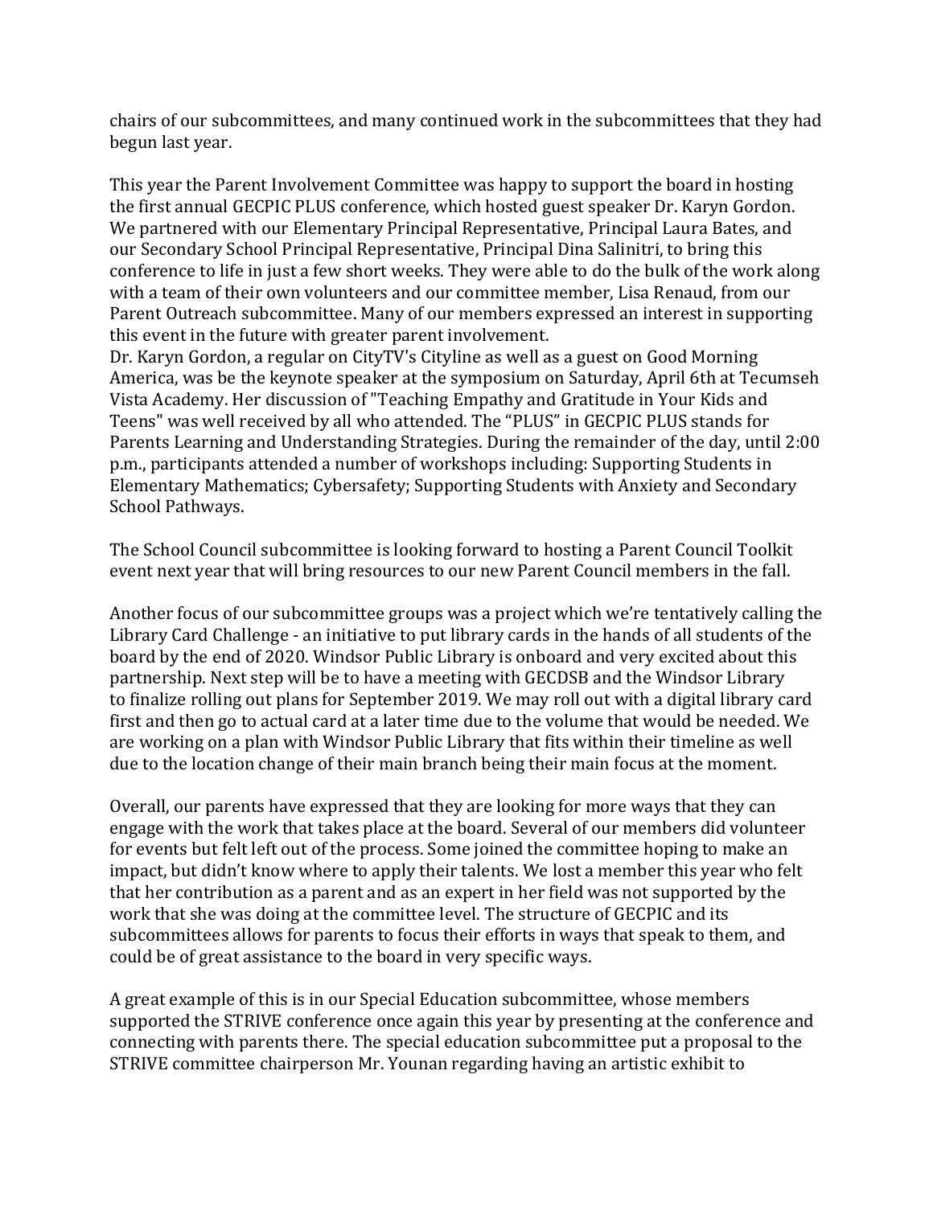chairs of our subcommittees, and many continued work in the subcommittees that they had begun last year.

This year the Parent Involvement Committee was happy to support the board in hosting the first annual GECPIC PLUS conference, which hosted guest speaker Dr. Karyn Gordon. We partnered with our Elementary Principal Representative, Principal Laura Bates, and our Secondary School Principal Representative, Principal Dina Salinitri, to bring this conference to life in just a few short weeks. They were able to do the bulk of the work along with a team of their own volunteers and our committee member, Lisa Renaud, from our Parent Outreach subcommittee. Many of our members expressed an interest in supporting this event in the future with greater parent involvement.
Dr. Karyn Gordon, a regular on CityTV's Cityline as well as a guest on Good Morning America, was be the keynote speaker at the symposium on Saturday, April 6th at Tecumseh Vista Academy. Her discussion of "Teaching Empathy and Gratitude in Your Kids and Teens" was well received by all who attended. The "PLUS" in GECPIC PLUS stands for Parents Learning and Understanding Strategies. During the remainder of the day, until 2:00 p.m., participants attended a number of workshops including: Supporting Students in Elementary Mathematics; Cybersafety; Supporting Students with Anxiety and Secondary School Pathways.

The School Council subcommittee is looking forward to hosting a Parent Council Toolkit event next year that will bring resources to our new Parent Council members in the fall.

Another focus of our subcommittee groups was a project which we're tentatively calling the Library Card Challenge - an initiative to put library cards in the hands of all students of the board by the end of 2020. Windsor Public Library is onboard and very excited about this partnership. Next step will be to have a meeting with GECDSB and the Windsor Library to finalize rolling out plans for September 2019. We may roll out with a digital library card first and then go to actual card at a later time due to the volume that would be needed. We are working on a plan with Windsor Public Library that fits within their timeline as well due to the location change of their main branch being their main focus at the moment.

Overall, our parents have expressed that they are looking for more ways that they can engage with the work that takes place at the board. Several of our members did volunteer for events but felt left out of the process. Some joined the committee hoping to make an impact, but didn't know where to apply their talents. We lost a member this year who felt that her contribution as a parent and as an expert in her field was not supported by the work that she was doing at the committee level. The structure of GECPIC and its subcommittees allows for parents to focus their efforts in ways that speak to them, and could be of great assistance to the board in very specific ways.

A great example of this is in our Special Education subcommittee, whose members supported the STRIVE conference once again this year by presenting at the conference and connecting with parents there. The special education subcommittee put a proposal to the STRIVE committee chairperson Mr. Younan regarding having an artistic exhibit to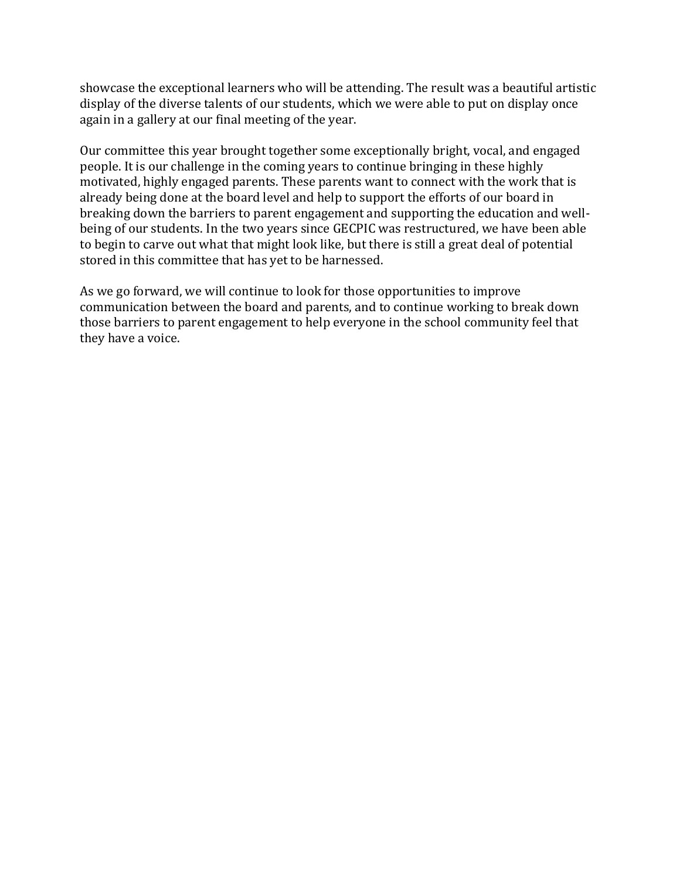showcase the exceptional learners who will be attending. The result was a beautiful artistic display of the diverse talents of our students, which we were able to put on display once again in a gallery at our final meeting of the year.

Our committee this year brought together some exceptionally bright, vocal, and engaged people. It is our challenge in the coming years to continue bringing in these highly motivated, highly engaged parents. These parents want to connect with the work that is already being done at the board level and help to support the efforts of our board in breaking down the barriers to parent engagement and supporting the education and well-being of our students. In the two years since GECPIC was restructured, we have been able to begin to carve out what that might look like, but there is still a great deal of potential stored in this committee that has yet to be harnessed.

As we go forward, we will continue to look for those opportunities to improve communication between the board and parents, and to continue working to break down those barriers to parent engagement to help everyone in the school community feel that they have a voice.